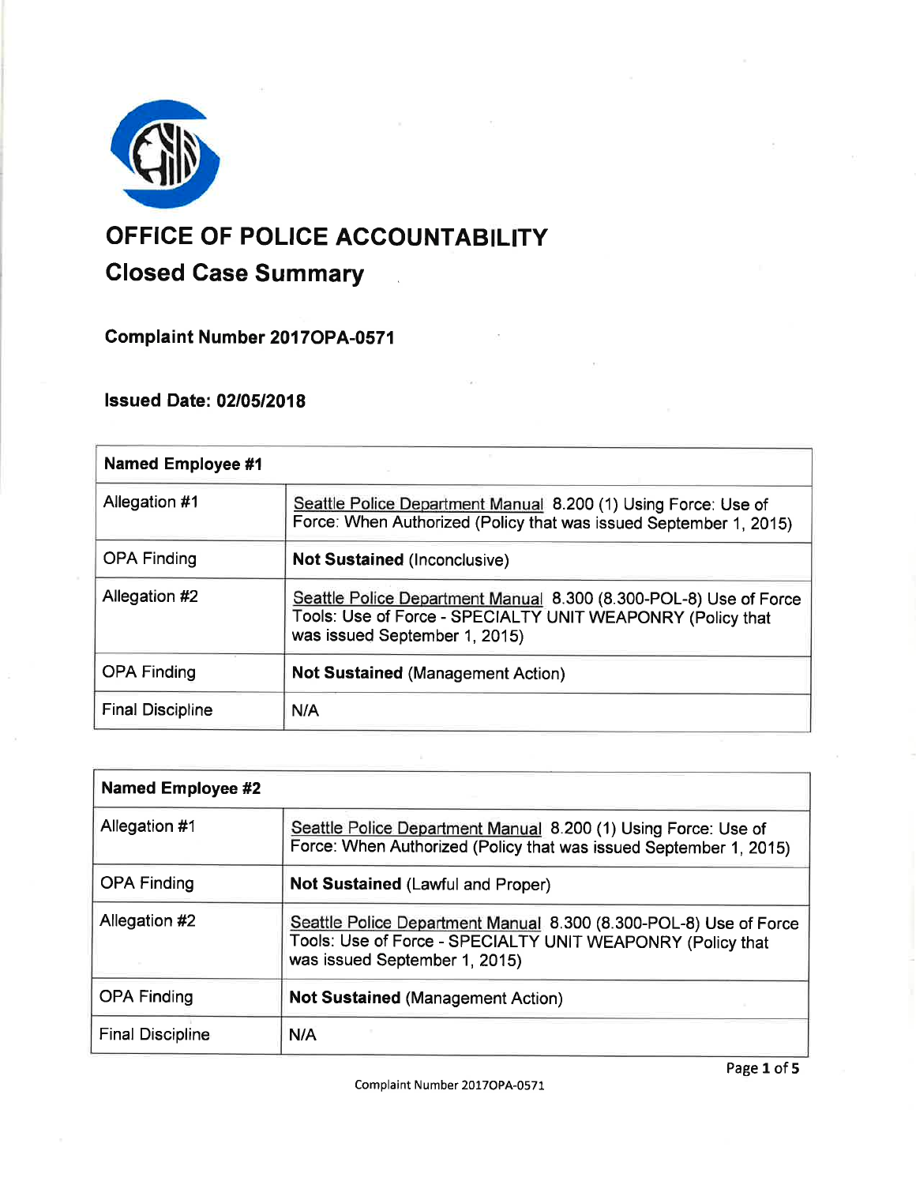# OFFICE OF POLICE ACCOUNTABILITY

## Closed Case Summary

**Complaint Number 2017OPA-0571**

**Issued Date: 02/05/2018**

| **Named Employee #1** | |
|---|---|
| Allegation #1 | Seattle Police Department Manual 8.200 (1) Using Force: Use of Force: When Authorized (Policy that was issued September 1, 2015) |
| OPA Finding | **Not Sustained** (Inconclusive) |
| Allegation #2 | Seattle Police Department Manual 8.300 (8.300-POL-8) Use of Force Tools: Use of Force - SPECIALTY UNIT WEAPONRY (Policy that was issued September 1, 2015) |
| OPA Finding | **Not Sustained** (Management Action) |
| Final Discipline | N/A |

| **Named Employee #2** | |
|---|---|
| Allegation #1 | Seattle Police Department Manual 8.200 (1) Using Force: Use of Force: When Authorized (Policy that was issued September 1, 2015) |
| OPA Finding | **Not Sustained** (Lawful and Proper) |
| Allegation #2 | Seattle Police Department Manual 8.300 (8.300-POL-8) Use of Force Tools: Use of Force - SPECIALTY UNIT WEAPONRY (Policy that was issued September 1, 2015) |
| OPA Finding | **Not Sustained** (Management Action) |
| Final Discipline | N/A |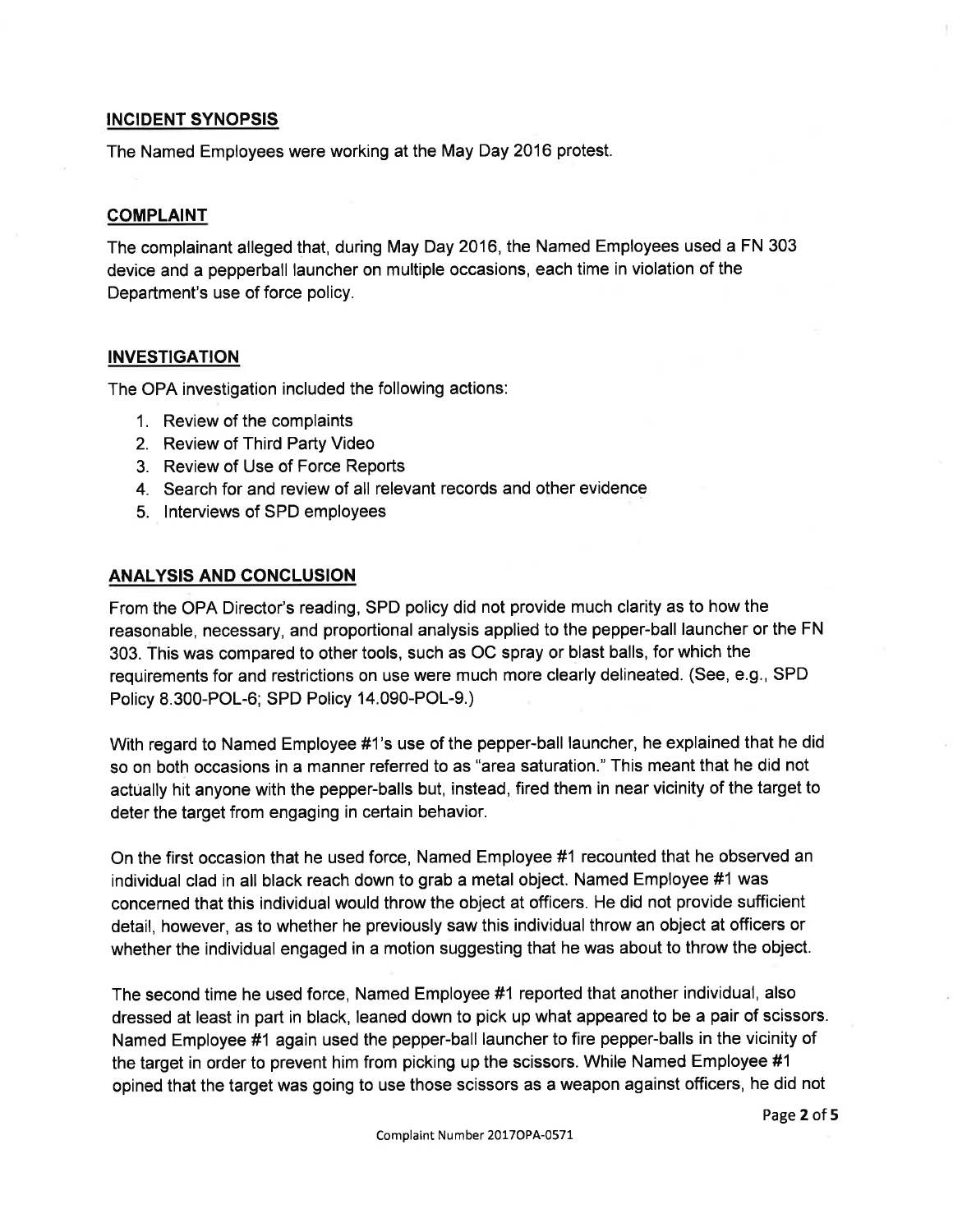## INCIDENT SYNOPSIS

The Named Employees were working at the May Day 2016 protest.

## COMPLAINT

The complainant alleged that, during May Day 2016, the Named Employees used a FN 303 device and a pepperball launcher on multiple occasions, each time in violation of the Department's use of force policy.

## INVESTIGATION

The OPA investigation included the following actions:

1. Review of the complaints
2. Review of Third Party Video
3. Review of Use of Force Reports
4. Search for and review of all relevant records and other evidence
5. Interviews of SPD employees

## ANALYSIS AND CONCLUSION

From the OPA Director's reading, SPD policy did not provide much clarity as to how the reasonable, necessary, and proportional analysis applied to the pepper-ball launcher or the FN 303. This was compared to other tools, such as OC spray or blast balls, for which the requirements for and restrictions on use were much more clearly delineated. (See, e.g., SPD Policy 8.300-POL-6; SPD Policy 14.090-POL-9.)

With regard to Named Employee #1's use of the pepper-ball launcher, he explained that he did so on both occasions in a manner referred to as "area saturation." This meant that he did not actually hit anyone with the pepper-balls but, instead, fired them in near vicinity of the target to deter the target from engaging in certain behavior.

On the first occasion that he used force, Named Employee #1 recounted that he observed an individual clad in all black reach down to grab a metal object. Named Employee #1 was concerned that this individual would throw the object at officers. He did not provide sufficient detail, however, as to whether he previously saw this individual throw an object at officers or whether the individual engaged in a motion suggesting that he was about to throw the object.

The second time he used force, Named Employee #1 reported that another individual, also dressed at least in part in black, leaned down to pick up what appeared to be a pair of scissors. Named Employee #1 again used the pepper-ball launcher to fire pepper-balls in the vicinity of the target in order to prevent him from picking up the scissors. While Named Employee #1 opined that the target was going to use those scissors as a weapon against officers, he did not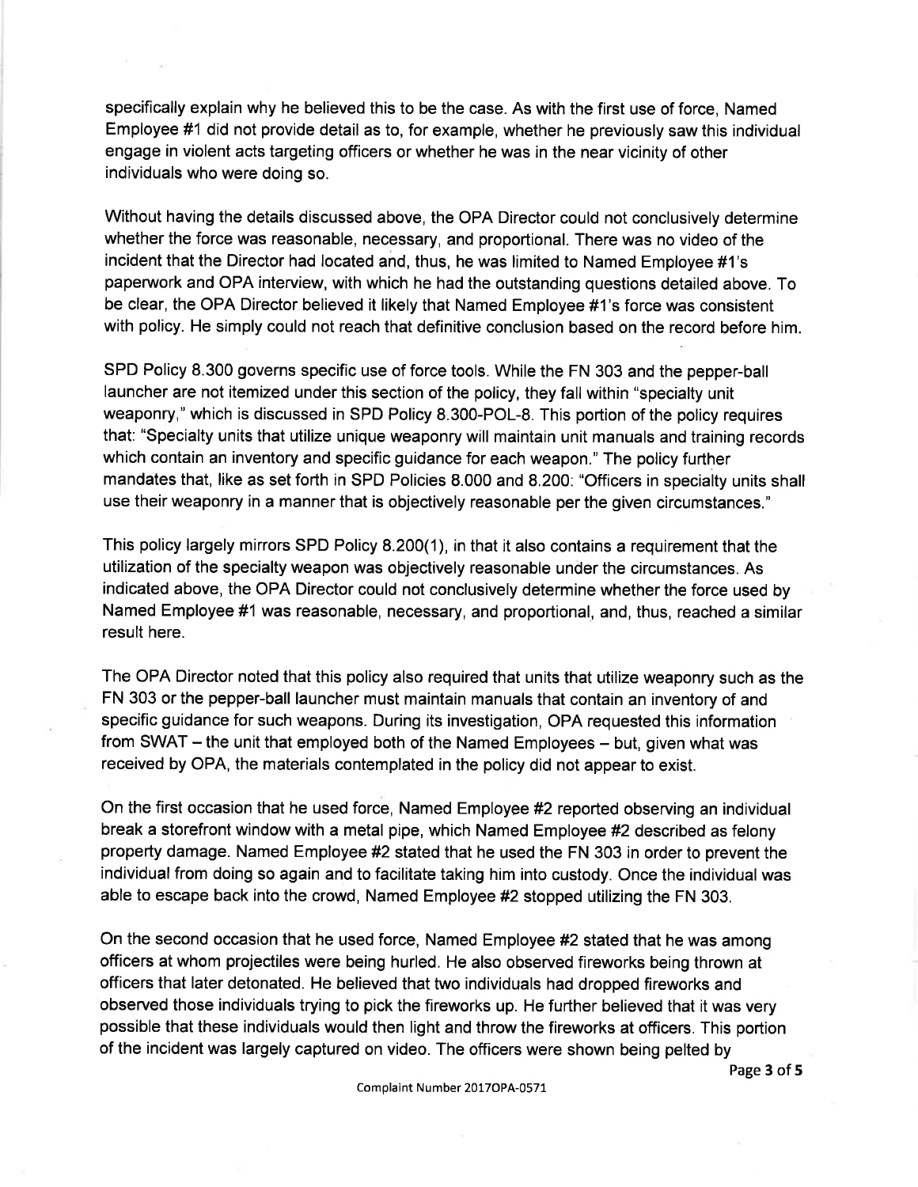specifically explain why he believed this to be the case. As with the first use of force, Named Employee #1 did not provide detail as to, for example, whether he previously saw this individual engage in violent acts targeting officers or whether he was in the near vicinity of other individuals who were doing so.

Without having the details discussed above, the OPA Director could not conclusively determine whether the force was reasonable, necessary, and proportional. There was no video of the incident that the Director had located and, thus, he was limited to Named Employee #1's paperwork and OPA interview, with which he had the outstanding questions detailed above. To be clear, the OPA Director believed it likely that Named Employee #1's force was consistent with policy. He simply could not reach that definitive conclusion based on the record before him.

SPD Policy 8.300 governs specific use of force tools. While the FN 303 and the pepper-ball launcher are not itemized under this section of the policy, they fall within "specialty unit weaponry," which is discussed in SPD Policy 8.300-POL-8. This portion of the policy requires that: "Specialty units that utilize unique weaponry will maintain unit manuals and training records which contain an inventory and specific guidance for each weapon." The policy further mandates that, like as set forth in SPD Policies 8.000 and 8.200: "Officers in specialty units shall use their weaponry in a manner that is objectively reasonable per the given circumstances."

This policy largely mirrors SPD Policy 8.200(1), in that it also contains a requirement that the utilization of the specialty weapon was objectively reasonable under the circumstances. As indicated above, the OPA Director could not conclusively determine whether the force used by Named Employee #1 was reasonable, necessary, and proportional, and, thus, reached a similar result here.

The OPA Director noted that this policy also required that units that utilize weaponry such as the FN 303 or the pepper-ball launcher must maintain manuals that contain an inventory of and specific guidance for such weapons. During its investigation, OPA requested this information from SWAT – the unit that employed both of the Named Employees – but, given what was received by OPA, the materials contemplated in the policy did not appear to exist.

On the first occasion that he used force, Named Employee #2 reported observing an individual break a storefront window with a metal pipe, which Named Employee #2 described as felony property damage. Named Employee #2 stated that he used the FN 303 in order to prevent the individual from doing so again and to facilitate taking him into custody. Once the individual was able to escape back into the crowd, Named Employee #2 stopped utilizing the FN 303.

On the second occasion that he used force, Named Employee #2 stated that he was among officers at whom projectiles were being hurled. He also observed fireworks being thrown at officers that later detonated. He believed that two individuals had dropped fireworks and observed those individuals trying to pick the fireworks up. He further believed that it was very possible that these individuals would then light and throw the fireworks at officers. This portion of the incident was largely captured on video. The officers were shown being pelted by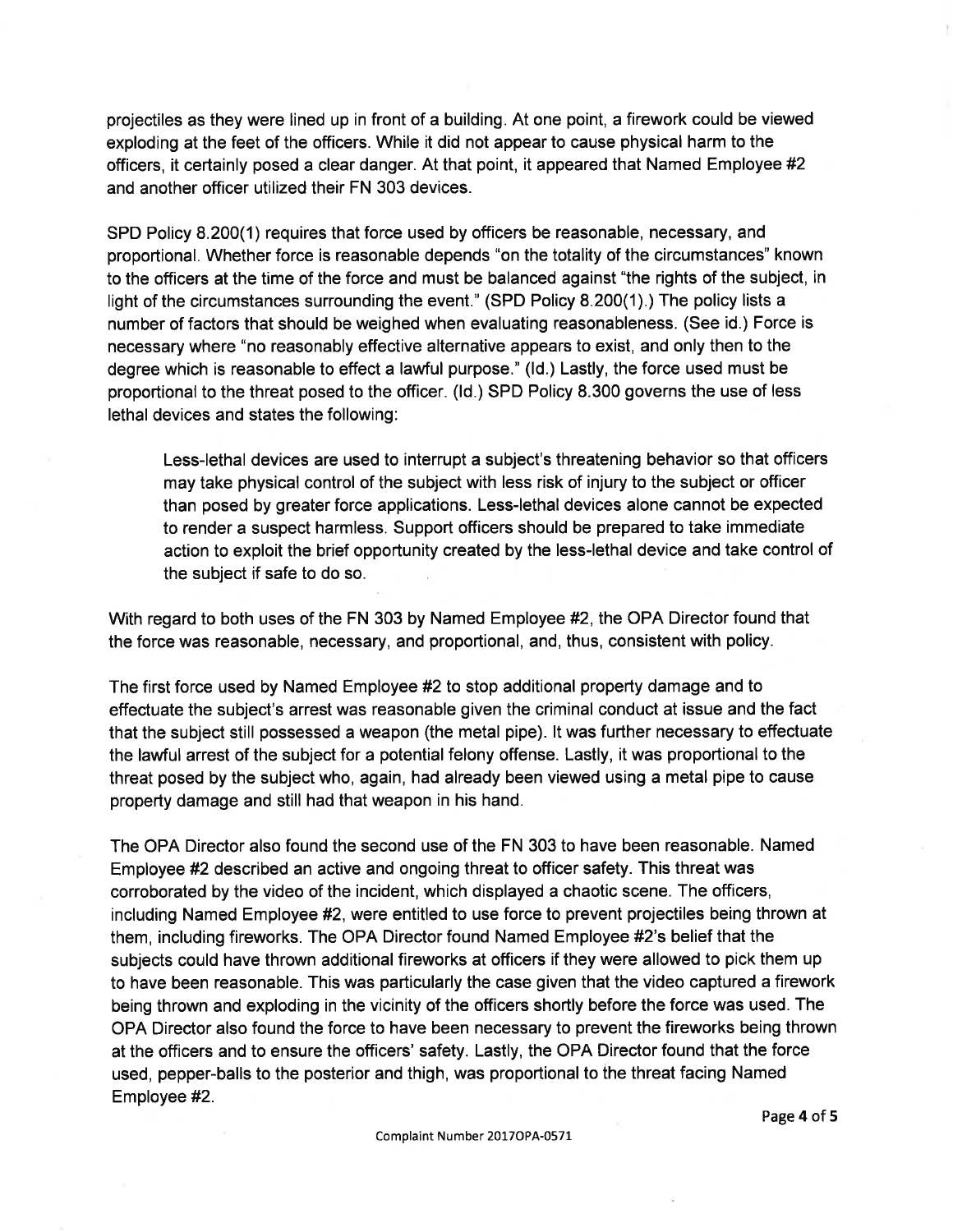projectiles as they were lined up in front of a building. At one point, a firework could be viewed exploding at the feet of the officers. While it did not appear to cause physical harm to the officers, it certainly posed a clear danger. At that point, it appeared that Named Employee #2 and another officer utilized their FN 303 devices.

SPD Policy 8.200(1) requires that force used by officers be reasonable, necessary, and proportional. Whether force is reasonable depends "on the totality of the circumstances" known to the officers at the time of the force and must be balanced against "the rights of the subject, in light of the circumstances surrounding the event." (SPD Policy 8.200(1).) The policy lists a number of factors that should be weighed when evaluating reasonableness. (See id.) Force is necessary where "no reasonably effective alternative appears to exist, and only then to the degree which is reasonable to effect a lawful purpose." (Id.) Lastly, the force used must be proportional to the threat posed to the officer. (Id.) SPD Policy 8.300 governs the use of less lethal devices and states the following:

> Less-lethal devices are used to interrupt a subject's threatening behavior so that officers may take physical control of the subject with less risk of injury to the subject or officer than posed by greater force applications. Less-lethal devices alone cannot be expected to render a suspect harmless. Support officers should be prepared to take immediate action to exploit the brief opportunity created by the less-lethal device and take control of the subject if safe to do so.

With regard to both uses of the FN 303 by Named Employee #2, the OPA Director found that the force was reasonable, necessary, and proportional, and, thus, consistent with policy.

The first force used by Named Employee #2 to stop additional property damage and to effectuate the subject's arrest was reasonable given the criminal conduct at issue and the fact that the subject still possessed a weapon (the metal pipe). It was further necessary to effectuate the lawful arrest of the subject for a potential felony offense. Lastly, it was proportional to the threat posed by the subject who, again, had already been viewed using a metal pipe to cause property damage and still had that weapon in his hand.

The OPA Director also found the second use of the FN 303 to have been reasonable. Named Employee #2 described an active and ongoing threat to officer safety. This threat was corroborated by the video of the incident, which displayed a chaotic scene. The officers, including Named Employee #2, were entitled to use force to prevent projectiles being thrown at them, including fireworks. The OPA Director found Named Employee #2's belief that the subjects could have thrown additional fireworks at officers if they were allowed to pick them up to have been reasonable. This was particularly the case given that the video captured a firework being thrown and exploding in the vicinity of the officers shortly before the force was used. The OPA Director also found the force to have been necessary to prevent the fireworks being thrown at the officers and to ensure the officers' safety. Lastly, the OPA Director found that the force used, pepper-balls to the posterior and thigh, was proportional to the threat facing Named Employee #2.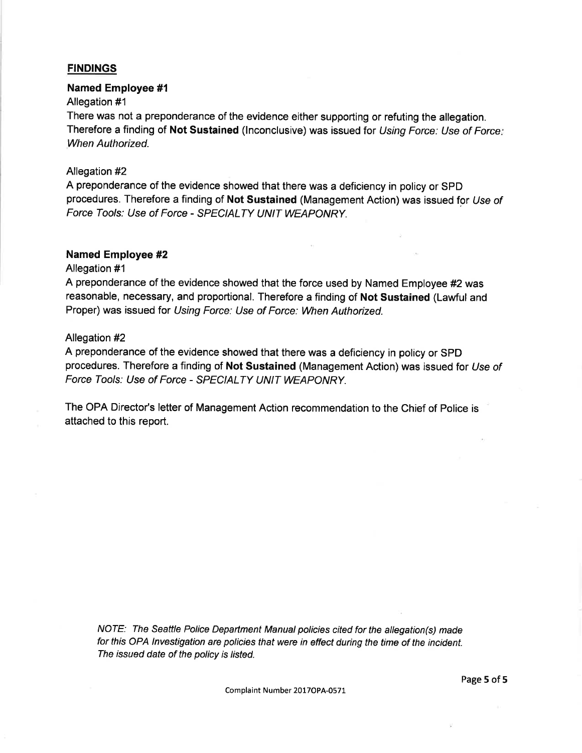## FINDINGS

### Named Employee #1

Allegation #1

There was not a preponderance of the evidence either supporting or refuting the allegation. Therefore a finding of **Not Sustained** (Inconclusive) was issued for *Using Force: Use of Force: When Authorized.*

Allegation #2

A preponderance of the evidence showed that there was a deficiency in policy or SPD procedures. Therefore a finding of **Not Sustained** (Management Action) was issued for *Use of Force Tools: Use of Force - SPECIALTY UNIT WEAPONRY.*

### Named Employee #2

Allegation #1

A preponderance of the evidence showed that the force used by Named Employee #2 was reasonable, necessary, and proportional. Therefore a finding of **Not Sustained** (Lawful and Proper) was issued for *Using Force: Use of Force: When Authorized.*

Allegation #2

A preponderance of the evidence showed that there was a deficiency in policy or SPD procedures. Therefore a finding of **Not Sustained** (Management Action) was issued for *Use of Force Tools: Use of Force - SPECIALTY UNIT WEAPONRY.*

The OPA Director's letter of Management Action recommendation to the Chief of Police is attached to this report.

*NOTE: The Seattle Police Department Manual policies cited for the allegation(s) made for this OPA Investigation are policies that were in effect during the time of the incident. The issued date of the policy is listed.*

Complaint Number 2017OPA-0571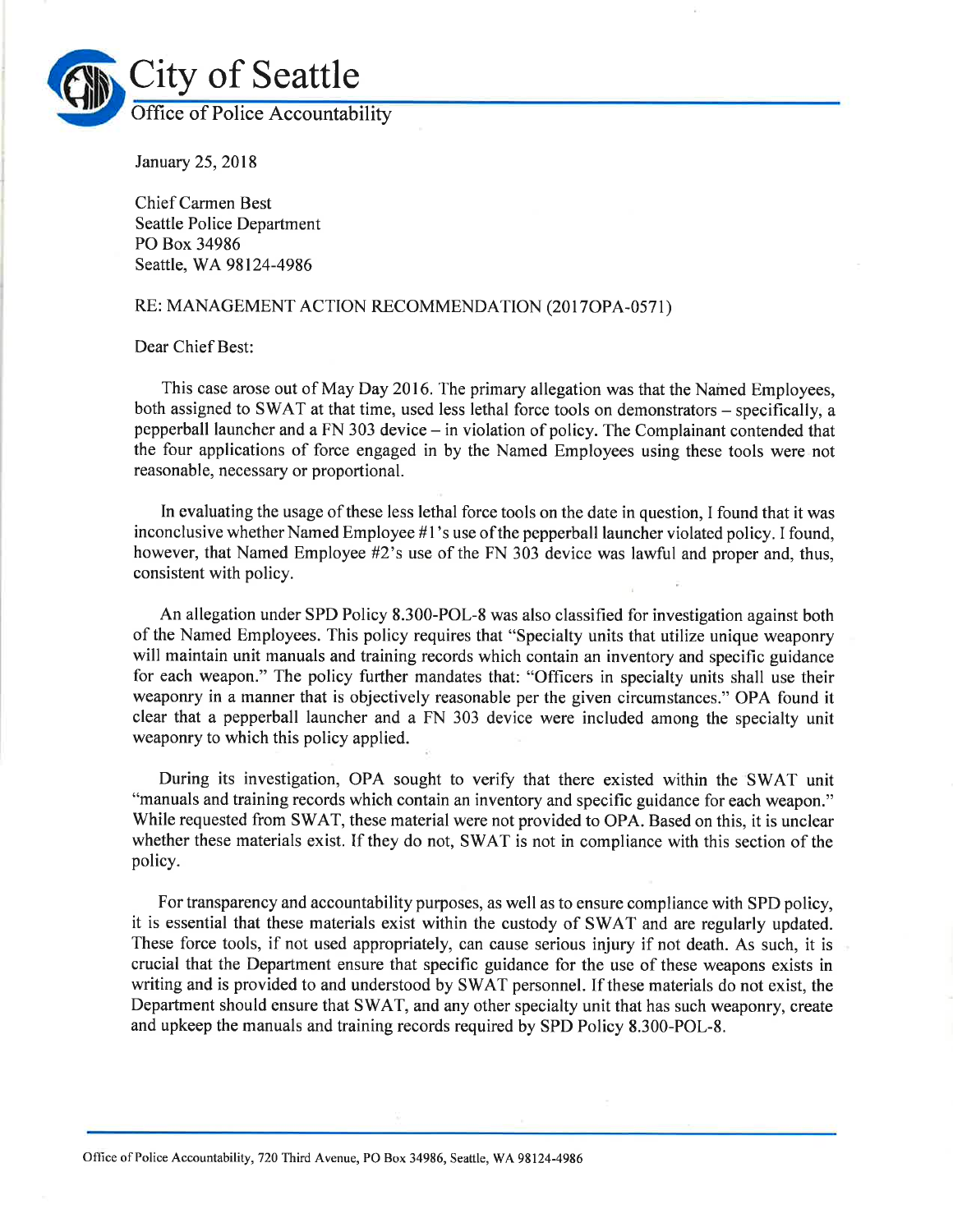# City of Seattle

Office of Police Accountability

January 25, 2018

Chief Carmen Best
Seattle Police Department
PO Box 34986
Seattle, WA 98124-4986

RE: MANAGEMENT ACTION RECOMMENDATION (2017OPA-0571)

Dear Chief Best:

This case arose out of May Day 2016. The primary allegation was that the Named Employees, both assigned to SWAT at that time, used less lethal force tools on demonstrators – specifically, a pepperball launcher and a FN 303 device – in violation of policy. The Complainant contended that the four applications of force engaged in by the Named Employees using these tools were not reasonable, necessary or proportional.

In evaluating the usage of these less lethal force tools on the date in question, I found that it was inconclusive whether Named Employee #1's use of the pepperball launcher violated policy. I found, however, that Named Employee #2's use of the FN 303 device was lawful and proper and, thus, consistent with policy.

An allegation under SPD Policy 8.300-POL-8 was also classified for investigation against both of the Named Employees. This policy requires that "Specialty units that utilize unique weaponry will maintain unit manuals and training records which contain an inventory and specific guidance for each weapon." The policy further mandates that: "Officers in specialty units shall use their weaponry in a manner that is objectively reasonable per the given circumstances." OPA found it clear that a pepperball launcher and a FN 303 device were included among the specialty unit weaponry to which this policy applied.

During its investigation, OPA sought to verify that there existed within the SWAT unit "manuals and training records which contain an inventory and specific guidance for each weapon." While requested from SWAT, these material were not provided to OPA. Based on this, it is unclear whether these materials exist. If they do not, SWAT is not in compliance with this section of the policy.

For transparency and accountability purposes, as well as to ensure compliance with SPD policy, it is essential that these materials exist within the custody of SWAT and are regularly updated. These force tools, if not used appropriately, can cause serious injury if not death. As such, it is crucial that the Department ensure that specific guidance for the use of these weapons exists in writing and is provided to and understood by SWAT personnel. If these materials do not exist, the Department should ensure that SWAT, and any other specialty unit that has such weaponry, create and upkeep the manuals and training records required by SPD Policy 8.300-POL-8.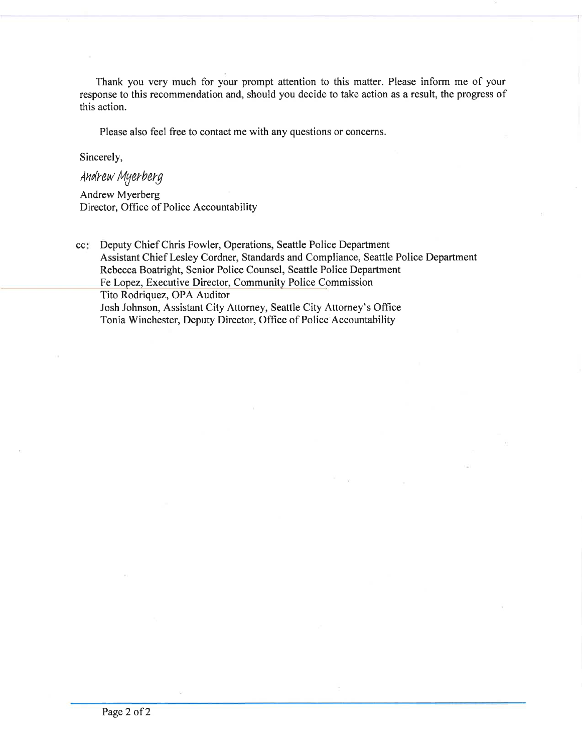Thank you very much for your prompt attention to this matter. Please inform me of your response to this recommendation and, should you decide to take action as a result, the progress of this action.

Please also feel free to contact me with any questions or concerns.

Sincerely,

*Andrew Myerberg*

Andrew Myerberg
Director, Office of Police Accountability

cc: Deputy Chief Chris Fowler, Operations, Seattle Police Department
Assistant Chief Lesley Cordner, Standards and Compliance, Seattle Police Department
Rebecca Boatright, Senior Police Counsel, Seattle Police Department
Fe Lopez, Executive Director, Community Police Commission
Tito Rodriquez, OPA Auditor
Josh Johnson, Assistant City Attorney, Seattle City Attorney's Office
Tonia Winchester, Deputy Director, Office of Police Accountability